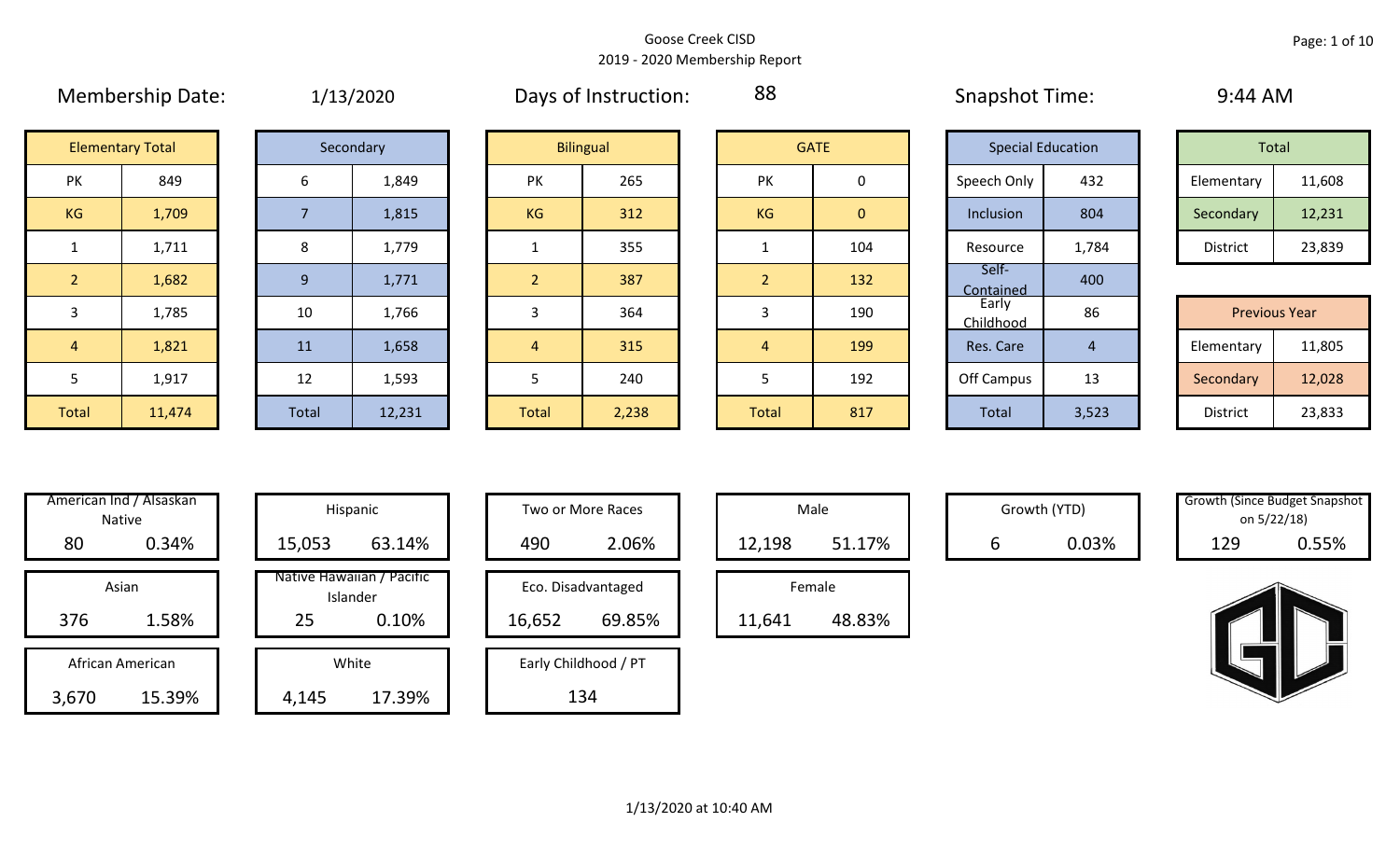# Goose Creek CISD

## 2019 - 2020 Membership Report

**Membership Date:** 1/13/2020  **Days of Instruction:** 88  **Snapshot Time:** 9:44 AM

| Elementary Total | |
|---|---|
| PK | 849 |
| KG | 1,709 |
| 1 | 1,711 |
| 2 | 1,682 |
| 3 | 1,785 |
| 4 | 1,821 |
| 5 | 1,917 |
| Total | 11,474 |

| Secondary | |
|---|---|
| 6 | 1,849 |
| 7 | 1,815 |
| 8 | 1,779 |
| 9 | 1,771 |
| 10 | 1,766 |
| 11 | 1,658 |
| 12 | 1,593 |
| Total | 12,231 |

| Bilingual | |
|---|---|
| PK | 265 |
| KG | 312 |
| 1 | 355 |
| 2 | 387 |
| 3 | 364 |
| 4 | 315 |
| 5 | 240 |
| Total | 2,238 |

| GATE | |
|---|---|
| PK | 0 |
| KG | 0 |
| 1 | 104 |
| 2 | 132 |
| 3 | 190 |
| 4 | 199 |
| 5 | 192 |
| Total | 817 |

| Special Education | |
|---|---|
| Speech Only | 432 |
| Inclusion | 804 |
| Resource | 1,784 |
| Self-Contained | 400 |
| Early Childhood | 86 |
| Res. Care | 4 |
| Off Campus | 13 |
| Total | 3,523 |

| Total | |
|---|---|
| Elementary | 11,608 |
| Secondary | 12,231 |
| District | 23,839 |

| Previous Year | |
|---|---|
| Elementary | 11,805 |
| Secondary | 12,028 |
| District | 23,833 |

| Category | Count | Percent |
|---|---|---|
| American Ind / Alsaskan Native | 80 | 0.34% |
| Asian | 376 | 1.58% |
| African American | 3,670 | 15.39% |
| Hispanic | 15,053 | 63.14% |
| Native Hawaiian / Pacific Islander | 25 | 0.10% |
| White | 4,145 | 17.39% |
| Two or More Races | 490 | 2.06% |
| Eco. Disadvantaged | 16,652 | 69.85% |
| Early Childhood / PT | 134 | |
| Male | 12,198 | 51.17% |
| Female | 11,641 | 48.83% |
| Growth (YTD) | 6 | 0.03% |
| Growth (Since Budget Snapshot on 5/22/18) | 129 | 0.55% |

1/13/2020 at 10:40 AM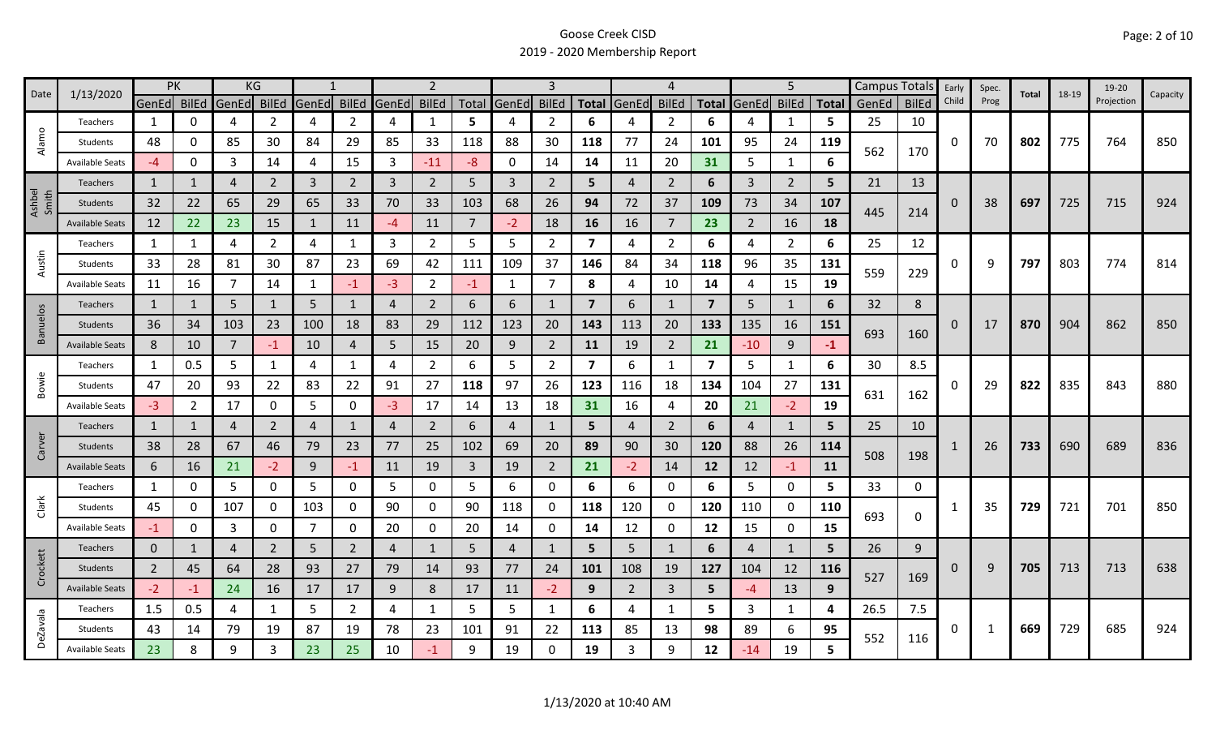# Goose Creek CISD
## 2019 - 2020 Membership Report

| Date | 1/13/2020 | PK GenEd | PK BilEd | KG GenEd | KG BilEd | 1 GenEd | 1 BilEd | 2 GenEd | 2 BilEd | 2 Total | 3 GenEd | 3 BilEd | 3 Total | 4 GenEd | 4 BilEd | 4 Total | 5 GenEd | 5 BilEd | 5 Total | Campus Totals GenEd | Campus Totals BilEd | Early Child | Spec. Prog | Total | 18-19 | 19-20 Projection | Capacity |
|---|---|---|---|---|---|---|---|---|---|---|---|---|---|---|---|---|---|---|---|---|---|---|---|---|---|---|---|
| Alamo | Teachers | 1 | 0 | 4 | 2 | 4 | 2 | 4 | 1 | 5 | 4 | 2 | 6 | 4 | 2 | 6 | 4 | 1 | 5 | 25 | 10 | 0 | 70 | 802 | 775 | 764 | 850 |
| | Students | 48 | 0 | 85 | 30 | 84 | 29 | 85 | 33 | 118 | 88 | 30 | 118 | 77 | 24 | 101 | 95 | 24 | 119 | 562 | 170 | | | | | | |
| | Available Seats | -4 | 0 | 3 | 14 | 4 | 15 | 3 | -11 | -8 | 0 | 14 | 14 | 11 | 20 | 31 | 5 | 1 | 6 | | | | | | | | |
| Ashbel Smith | Teachers | 1 | 1 | 4 | 2 | 3 | 2 | 3 | 2 | 5 | 3 | 2 | 5 | 4 | 2 | 6 | 3 | 2 | 5 | 21 | 13 | 0 | 38 | 697 | 725 | 715 | 924 |
| | Students | 32 | 22 | 65 | 29 | 65 | 33 | 70 | 33 | 103 | 68 | 26 | 94 | 72 | 37 | 109 | 73 | 34 | 107 | 445 | 214 | | | | | | |
| | Available Seats | 12 | 22 | 23 | 15 | 1 | 11 | -4 | 11 | 7 | -2 | 18 | 16 | 16 | 7 | 23 | 2 | 16 | 18 | | | | | | | | |
| Austin | Teachers | 1 | 1 | 4 | 2 | 4 | 1 | 3 | 2 | 5 | 5 | 2 | 7 | 4 | 2 | 6 | 4 | 2 | 6 | 25 | 12 | 0 | 9 | 797 | 803 | 774 | 814 |
| | Students | 33 | 28 | 81 | 30 | 87 | 23 | 69 | 42 | 111 | 109 | 37 | 146 | 84 | 34 | 118 | 96 | 35 | 131 | 559 | 229 | | | | | | |
| | Available Seats | 11 | 16 | 7 | 14 | 1 | -1 | -3 | 2 | -1 | 1 | 7 | 8 | 4 | 10 | 14 | 4 | 15 | 19 | | | | | | | | |
| Banuelos | Teachers | 1 | 1 | 5 | 1 | 5 | 1 | 4 | 2 | 6 | 6 | 1 | 7 | 6 | 1 | 7 | 5 | 1 | 6 | 32 | 8 | 0 | 17 | 870 | 904 | 862 | 850 |
| | Students | 36 | 34 | 103 | 23 | 100 | 18 | 83 | 29 | 112 | 123 | 20 | 143 | 113 | 20 | 133 | 135 | 16 | 151 | 693 | 160 | | | | | | |
| | Available Seats | 8 | 10 | 7 | -1 | 10 | 4 | 5 | 15 | 20 | 9 | 2 | 11 | 19 | 2 | 21 | -10 | 9 | -1 | | | | | | | | |
| Bowie | Teachers | 1 | 0.5 | 5 | 1 | 4 | 1 | 4 | 2 | 6 | 5 | 2 | 7 | 6 | 1 | 7 | 5 | 1 | 6 | 30 | 8.5 | 0 | 29 | 822 | 835 | 843 | 880 |
| | Students | 47 | 20 | 93 | 22 | 83 | 22 | 91 | 27 | 118 | 97 | 26 | 123 | 116 | 18 | 134 | 104 | 27 | 131 | 631 | 162 | | | | | | |
| | Available Seats | -3 | 2 | 17 | 0 | 5 | 0 | -3 | 17 | 14 | 13 | 18 | 31 | 16 | 4 | 20 | 21 | -2 | 19 | | | | | | | | |
| Carver | Teachers | 1 | 1 | 4 | 2 | 4 | 1 | 4 | 2 | 6 | 4 | 1 | 5 | 4 | 2 | 6 | 4 | 1 | 5 | 25 | 10 | 1 | 26 | 733 | 690 | 689 | 836 |
| | Students | 38 | 28 | 67 | 46 | 79 | 23 | 77 | 25 | 102 | 69 | 20 | 89 | 90 | 30 | 120 | 88 | 26 | 114 | 508 | 198 | | | | | | |
| | Available Seats | 6 | 16 | 21 | -2 | 9 | -1 | 11 | 19 | 3 | 19 | 2 | 21 | -2 | 14 | 12 | 12 | -1 | 11 | | | | | | | | |
| Clark | Teachers | 1 | 0 | 5 | 0 | 5 | 0 | 5 | 0 | 5 | 6 | 0 | 6 | 6 | 0 | 6 | 5 | 0 | 5 | 33 | 0 | 1 | 35 | 729 | 721 | 701 | 850 |
| | Students | 45 | 0 | 107 | 0 | 103 | 0 | 90 | 0 | 90 | 118 | 0 | 118 | 120 | 0 | 120 | 110 | 0 | 110 | 693 | 0 | | | | | | |
| | Available Seats | -1 | 0 | 3 | 0 | 7 | 0 | 20 | 0 | 20 | 14 | 0 | 14 | 12 | 0 | 12 | 15 | 0 | 15 | | | | | | | | |
| Crockett | Teachers | 0 | 1 | 4 | 2 | 5 | 2 | 4 | 1 | 5 | 4 | 1 | 5 | 5 | 1 | 6 | 4 | 1 | 5 | 26 | 9 | 0 | 9 | 705 | 713 | 713 | 638 |
| | Students | 2 | 45 | 64 | 28 | 93 | 27 | 79 | 14 | 93 | 77 | 24 | 101 | 108 | 19 | 127 | 104 | 12 | 116 | 527 | 169 | | | | | | |
| | Available Seats | -2 | -1 | 24 | 16 | 17 | 17 | 9 | 8 | 17 | 11 | -2 | 9 | 2 | 3 | 5 | -4 | 13 | 9 | | | | | | | | |
| DeZavala | Teachers | 1.5 | 0.5 | 4 | 1 | 5 | 2 | 4 | 1 | 5 | 5 | 1 | 6 | 4 | 1 | 5 | 3 | 1 | 4 | 26.5 | 7.5 | 0 | 1 | 669 | 729 | 685 | 924 |
| | Students | 43 | 14 | 79 | 19 | 87 | 19 | 78 | 23 | 101 | 91 | 22 | 113 | 85 | 13 | 98 | 89 | 6 | 95 | 552 | 116 | | | | | | |
| | Available Seats | 23 | 8 | 9 | 3 | 23 | 25 | 10 | -1 | 9 | 19 | 0 | 19 | 3 | 9 | 12 | -14 | 19 | 5 | | | | | | | | |

1/13/2020 at 10:40 AM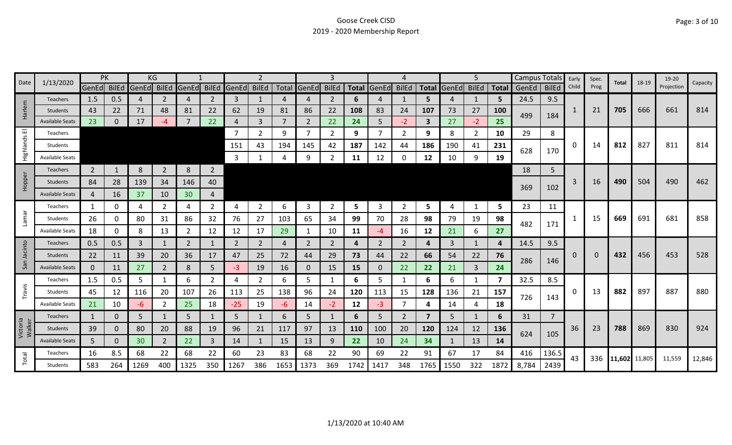# Goose Creek CISD

## 2019 - 2020 Membership Report

| Date | 1/13/2020 | PK | | KG | | 1 | | 2 | | | 3 | | | 4 | | | 5 | | | Campus Totals | | Early Child | Spec. Prog | Total | 18-19 | 19-20 Projection | Capacity |
|---|---|---|---|---|---|---|---|---|---|---|---|---|---|---|---|---|---|---|---|---|---|---|---|---|---|---|---|
| | | GenEd | BilEd | GenEd | BilEd | GenEd | BilEd | GenEd | BilEd | Total | GenEd | BilEd | Total | GenEd | BilEd | Total | GenEd | BilEd | Total | GenEd | BilEd | | | | | | |
| Harlem | Teachers | 1.5 | 0.5 | 4 | 2 | 4 | 2 | 3 | 1 | 4 | 4 | 2 | **6** | 4 | 1 | **5** | 4 | 1 | **5** | 24.5 | 9.5 | 1 | 21 | **705** | 666 | 661 | 814 |
| | Students | 43 | 22 | 71 | 48 | 81 | 22 | 62 | 19 | 81 | 86 | 22 | **108** | 83 | 24 | **107** | 73 | 27 | **100** | 499 | 184 | | | | | | |
| | Available Seats | 23 | 0 | 17 | -4 | 7 | 22 | 4 | 3 | 7 | 2 | 22 | **24** | 5 | -2 | **3** | 27 | -2 | **25** | | | | | | | | |
| Highlands El | Teachers | | | | | | | 7 | 2 | 9 | 7 | 2 | **9** | 7 | 2 | **9** | 8 | 2 | **10** | 29 | 8 | 0 | 14 | **812** | 827 | 811 | 814 |
| | Students | | | | | | | 151 | 43 | 194 | 145 | 42 | **187** | 142 | 44 | **186** | 190 | 41 | **231** | 628 | 170 | | | | | | |
| | Available Seats | | | | | | | 3 | 1 | 4 | 9 | 2 | **11** | 12 | 0 | **12** | 10 | 9 | **19** | | | | | | | | |
| Hopper | Teachers | 2 | 1 | 8 | 2 | 8 | 2 | | | | | | | | | | | | | 18 | 5 | 3 | 16 | **490** | 504 | 490 | 462 |
| | Students | 84 | 28 | 139 | 34 | 146 | 40 | | | | | | | | | | | | | 369 | 102 | | | | | | |
| | Available Seats | 4 | 16 | 37 | 10 | 30 | 4 | | | | | | | | | | | | | | | | | | | | |
| Lamar | Teachers | 1 | 0 | 4 | 2 | 4 | 2 | 4 | 2 | 6 | 3 | 2 | **5** | 3 | 2 | **5** | 4 | 1 | **5** | 23 | 11 | 1 | 15 | **669** | 691 | 681 | 858 |
| | Students | 26 | 0 | 80 | 31 | 86 | 32 | 76 | 27 | 103 | 65 | 34 | **99** | 70 | 28 | **98** | 79 | 19 | **98** | 482 | 171 | | | | | | |
| | Available Seats | 18 | 0 | 8 | 13 | 2 | 12 | 12 | 17 | 29 | 1 | 10 | **11** | -4 | 16 | **12** | 21 | 6 | **27** | | | | | | | | |
| San Jacinto | Teachers | 0.5 | 0.5 | 3 | 1 | 2 | 1 | 2 | 2 | 4 | 2 | 2 | **4** | 2 | 2 | **4** | 3 | 1 | **4** | 14.5 | 9.5 | 0 | 0 | **432** | 456 | 453 | 528 |
| | Students | 22 | 11 | 39 | 20 | 36 | 17 | 47 | 25 | 72 | 44 | 29 | **73** | 44 | 22 | **66** | 54 | 22 | **76** | 286 | 146 | | | | | | |
| | Available Seats | 0 | 11 | 27 | 2 | 8 | 5 | -3 | 19 | 16 | 0 | 15 | **15** | 0 | 22 | **22** | 21 | 3 | **24** | | | | | | | | |
| Travis | Teachers | 1.5 | 0.5 | 5 | 1 | 6 | 2 | 4 | 2 | 6 | 5 | 1 | **6** | 5 | 1 | **6** | 6 | 1 | **7** | 32.5 | 8.5 | 0 | 13 | **882** | 897 | 887 | 880 |
| | Students | 45 | 12 | 116 | 20 | 107 | 26 | 113 | 25 | 138 | 96 | 24 | **120** | 113 | 15 | **128** | 136 | 21 | **157** | 726 | 143 | | | | | | |
| | Available Seats | 21 | 10 | -6 | 2 | 25 | 18 | -25 | 19 | -6 | 14 | -2 | **12** | -3 | 7 | **4** | 14 | 4 | **18** | | | | | | | | |
| Victoria Walker | Teachers | 1 | 0 | 5 | 1 | 5 | 1 | 5 | 1 | 6 | 5 | 1 | **6** | 5 | 2 | **7** | 5 | 1 | **6** | 31 | 7 | 36 | 23 | **788** | 869 | 830 | 924 |
| | Students | 39 | 0 | 80 | 20 | 88 | 19 | 96 | 21 | 117 | 97 | 13 | **110** | 100 | 20 | **120** | 124 | 12 | **136** | 624 | 105 | | | | | | |
| | Available Seats | 5 | 0 | 30 | 2 | 22 | 3 | 14 | 1 | 15 | 13 | 9 | **22** | 10 | 24 | **34** | 1 | 13 | **14** | | | | | | | | |
| Total | Teachers | 16 | 8.5 | 68 | 22 | 68 | 22 | 60 | 23 | 83 | 68 | 22 | 90 | 69 | 22 | 91 | 67 | 17 | 84 | 416 | 136.5 | 43 | 336 | **11,602** | 11,805 | 11,559 | 12,846 |
| | Students | 583 | 264 | 1269 | 400 | 1325 | 350 | 1267 | 386 | 1653 | 1373 | 369 | 1742 | 1417 | 348 | 1765 | 1550 | 322 | 1872 | 8,784 | 2439 | | | | | | |

1/13/2020 at 10:40 AM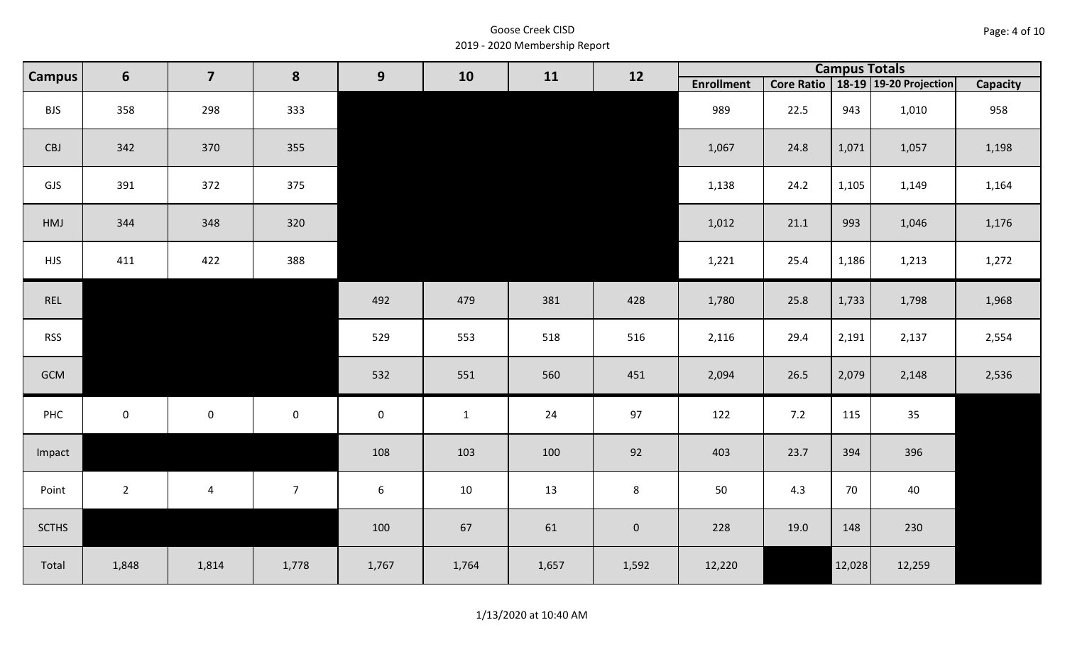# Goose Creek CISD
## 2019 - 2020 Membership Report

| Campus | 6 | 7 | 8 | 9 | 10 | 11 | 12 | Campus Totals | | | | |
|---|---|---|---|---|---|---|---|---|---|---|---|---|
| | | | | | | | | Enrollment | Core Ratio | 18-19 | 19-20 Projection | Capacity |
| BJS | 358 | 298 | 333 | | | | | 989 | 22.5 | 943 | 1,010 | 958 |
| CBJ | 342 | 370 | 355 | | | | | 1,067 | 24.8 | 1,071 | 1,057 | 1,198 |
| GJS | 391 | 372 | 375 | | | | | 1,138 | 24.2 | 1,105 | 1,149 | 1,164 |
| HMJ | 344 | 348 | 320 | | | | | 1,012 | 21.1 | 993 | 1,046 | 1,176 |
| HJS | 411 | 422 | 388 | | | | | 1,221 | 25.4 | 1,186 | 1,213 | 1,272 |
| REL | | | | 492 | 479 | 381 | 428 | 1,780 | 25.8 | 1,733 | 1,798 | 1,968 |
| RSS | | | | 529 | 553 | 518 | 516 | 2,116 | 29.4 | 2,191 | 2,137 | 2,554 |
| GCM | | | | 532 | 551 | 560 | 451 | 2,094 | 26.5 | 2,079 | 2,148 | 2,536 |
| PHC | 0 | 0 | 0 | 0 | 1 | 24 | 97 | 122 | 7.2 | 115 | 35 | |
| Impact | | | | 108 | 103 | 100 | 92 | 403 | 23.7 | 394 | 396 | |
| Point | 2 | 4 | 7 | 6 | 10 | 13 | 8 | 50 | 4.3 | 70 | 40 | |
| SCTHS | | | | 100 | 67 | 61 | 0 | 228 | 19.0 | 148 | 230 | |
| Total | 1,848 | 1,814 | 1,778 | 1,767 | 1,764 | 1,657 | 1,592 | 12,220 | | 12,028 | 12,259 | |

1/13/2020 at 10:40 AM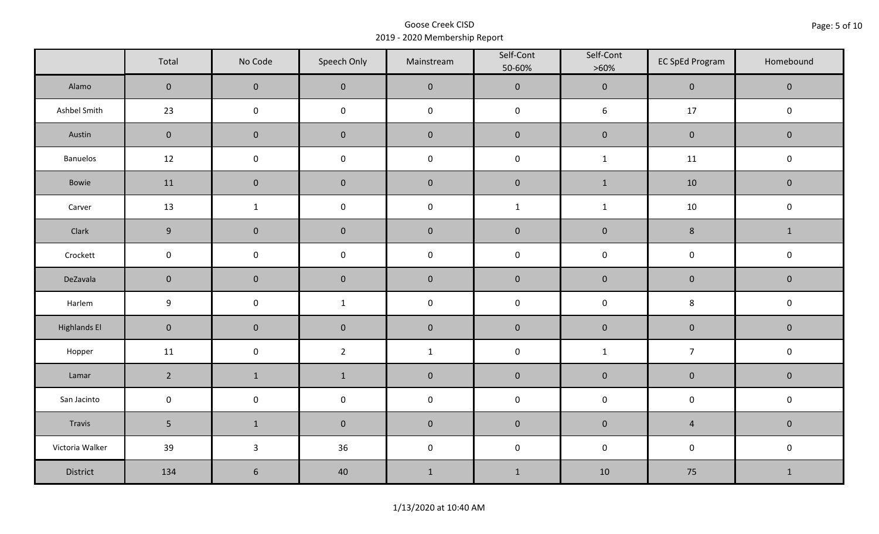Goose Creek CISD
2019 - 2020 Membership Report

| | Total | No Code | Speech Only | Mainstream | Self-Cont 50-60% | Self-Cont >60% | EC SpEd Program | Homebound |
|---|---|---|---|---|---|---|---|---|
| Alamo | 0 | 0 | 0 | 0 | 0 | 0 | 0 | 0 |
| Ashbel Smith | 23 | 0 | 0 | 0 | 0 | 6 | 17 | 0 |
| Austin | 0 | 0 | 0 | 0 | 0 | 0 | 0 | 0 |
| Banuelos | 12 | 0 | 0 | 0 | 0 | 1 | 11 | 0 |
| Bowie | 11 | 0 | 0 | 0 | 0 | 1 | 10 | 0 |
| Carver | 13 | 1 | 0 | 0 | 1 | 1 | 10 | 0 |
| Clark | 9 | 0 | 0 | 0 | 0 | 0 | 8 | 1 |
| Crockett | 0 | 0 | 0 | 0 | 0 | 0 | 0 | 0 |
| DeZavala | 0 | 0 | 0 | 0 | 0 | 0 | 0 | 0 |
| Harlem | 9 | 0 | 1 | 0 | 0 | 0 | 8 | 0 |
| Highlands El | 0 | 0 | 0 | 0 | 0 | 0 | 0 | 0 |
| Hopper | 11 | 0 | 2 | 1 | 0 | 1 | 7 | 0 |
| Lamar | 2 | 1 | 1 | 0 | 0 | 0 | 0 | 0 |
| San Jacinto | 0 | 0 | 0 | 0 | 0 | 0 | 0 | 0 |
| Travis | 5 | 1 | 0 | 0 | 0 | 0 | 4 | 0 |
| Victoria Walker | 39 | 3 | 36 | 0 | 0 | 0 | 0 | 0 |
| District | 134 | 6 | 40 | 1 | 1 | 10 | 75 | 1 |

1/13/2020 at 10:40 AM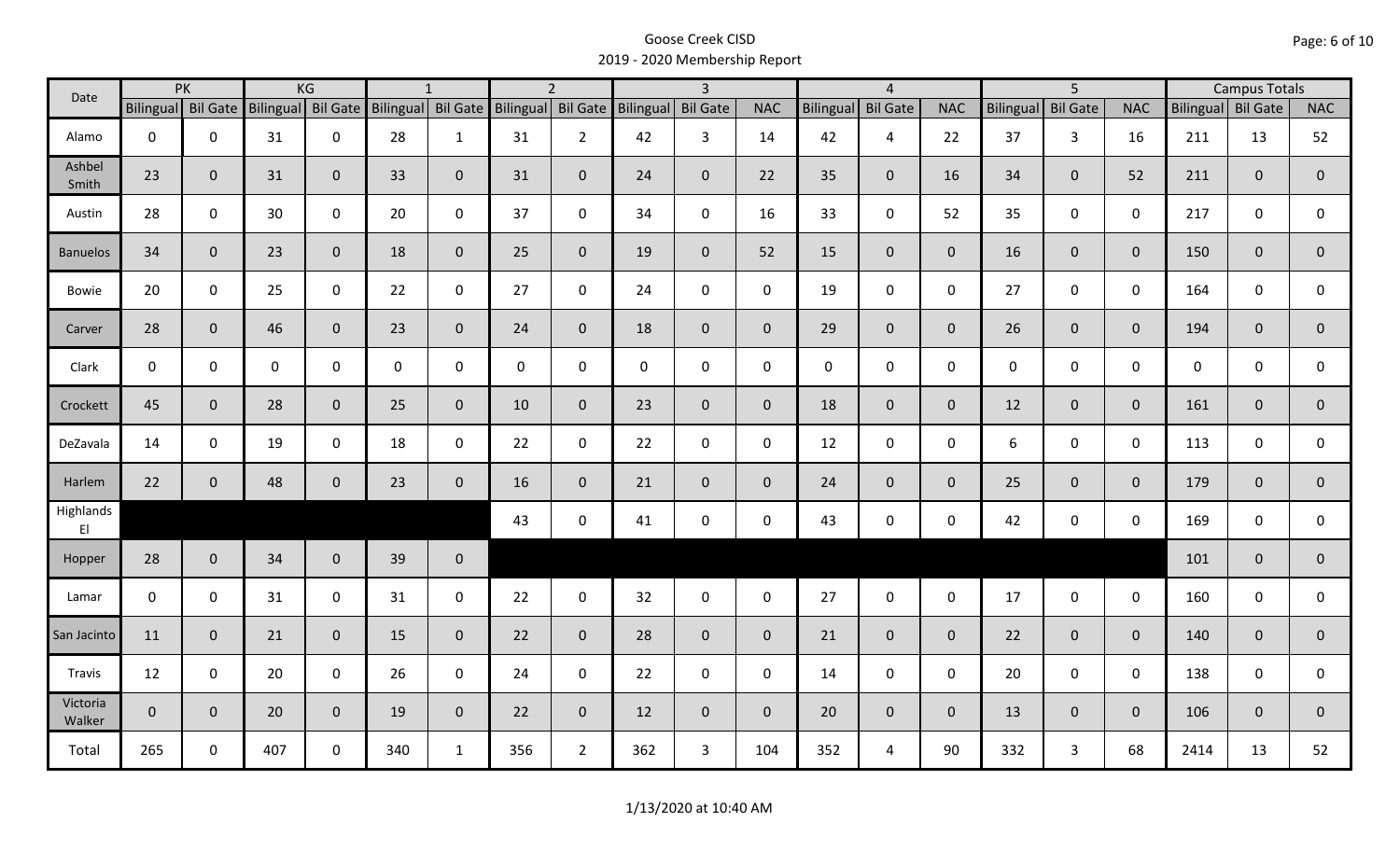# Goose Creek CISD
## 2019 - 2020 Membership Report

| Date | PK | | KG | | 1 | | 2 | | 3 | | | 4 | | | 5 | | | Campus Totals | | |
|---|---|---|---|---|---|---|---|---|---|---|---|---|---|---|---|---|---|---|---|---|
| | Bilingual | Bil Gate | Bilingual | Bil Gate | Bilingual | Bil Gate | Bilingual | Bil Gate | Bilingual | Bil Gate | NAC | Bilingual | Bil Gate | NAC | Bilingual | Bil Gate | NAC | Bilingual | Bil Gate | NAC |
| Alamo | 0 | 0 | 31 | 0 | 28 | 1 | 31 | 2 | 42 | 3 | 14 | 42 | 4 | 22 | 37 | 3 | 16 | 211 | 13 | 52 |
| Ashbel Smith | 23 | 0 | 31 | 0 | 33 | 0 | 31 | 0 | 24 | 0 | 22 | 35 | 0 | 16 | 34 | 0 | 52 | 211 | 0 | 0 |
| Austin | 28 | 0 | 30 | 0 | 20 | 0 | 37 | 0 | 34 | 0 | 16 | 33 | 0 | 52 | 35 | 0 | 0 | 217 | 0 | 0 |
| Banuelos | 34 | 0 | 23 | 0 | 18 | 0 | 25 | 0 | 19 | 0 | 52 | 15 | 0 | 0 | 16 | 0 | 0 | 150 | 0 | 0 |
| Bowie | 20 | 0 | 25 | 0 | 22 | 0 | 27 | 0 | 24 | 0 | 0 | 19 | 0 | 0 | 27 | 0 | 0 | 164 | 0 | 0 |
| Carver | 28 | 0 | 46 | 0 | 23 | 0 | 24 | 0 | 18 | 0 | 0 | 29 | 0 | 0 | 26 | 0 | 0 | 194 | 0 | 0 |
| Clark | 0 | 0 | 0 | 0 | 0 | 0 | 0 | 0 | 0 | 0 | 0 | 0 | 0 | 0 | 0 | 0 | 0 | 0 | 0 | 0 |
| Crockett | 45 | 0 | 28 | 0 | 25 | 0 | 10 | 0 | 23 | 0 | 0 | 18 | 0 | 0 | 12 | 0 | 0 | 161 | 0 | 0 |
| DeZavala | 14 | 0 | 19 | 0 | 18 | 0 | 22 | 0 | 22 | 0 | 0 | 12 | 0 | 0 | 6 | 0 | 0 | 113 | 0 | 0 |
| Harlem | 22 | 0 | 48 | 0 | 23 | 0 | 16 | 0 | 21 | 0 | 0 | 24 | 0 | 0 | 25 | 0 | 0 | 179 | 0 | 0 |
| Highlands El | | | | | | | 43 | 0 | 41 | 0 | 0 | 43 | 0 | 0 | 42 | 0 | 0 | 169 | 0 | 0 |
| Hopper | 28 | 0 | 34 | 0 | 39 | 0 | | | | | | | | | | | | 101 | 0 | 0 |
| Lamar | 0 | 0 | 31 | 0 | 31 | 0 | 22 | 0 | 32 | 0 | 0 | 27 | 0 | 0 | 17 | 0 | 0 | 160 | 0 | 0 |
| San Jacinto | 11 | 0 | 21 | 0 | 15 | 0 | 22 | 0 | 28 | 0 | 0 | 21 | 0 | 0 | 22 | 0 | 0 | 140 | 0 | 0 |
| Travis | 12 | 0 | 20 | 0 | 26 | 0 | 24 | 0 | 22 | 0 | 0 | 14 | 0 | 0 | 20 | 0 | 0 | 138 | 0 | 0 |
| Victoria Walker | 0 | 0 | 20 | 0 | 19 | 0 | 22 | 0 | 12 | 0 | 0 | 20 | 0 | 0 | 13 | 0 | 0 | 106 | 0 | 0 |
| Total | 265 | 0 | 407 | 0 | 340 | 1 | 356 | 2 | 362 | 3 | 104 | 352 | 4 | 90 | 332 | 3 | 68 | 2414 | 13 | 52 |

1/13/2020 at 10:40 AM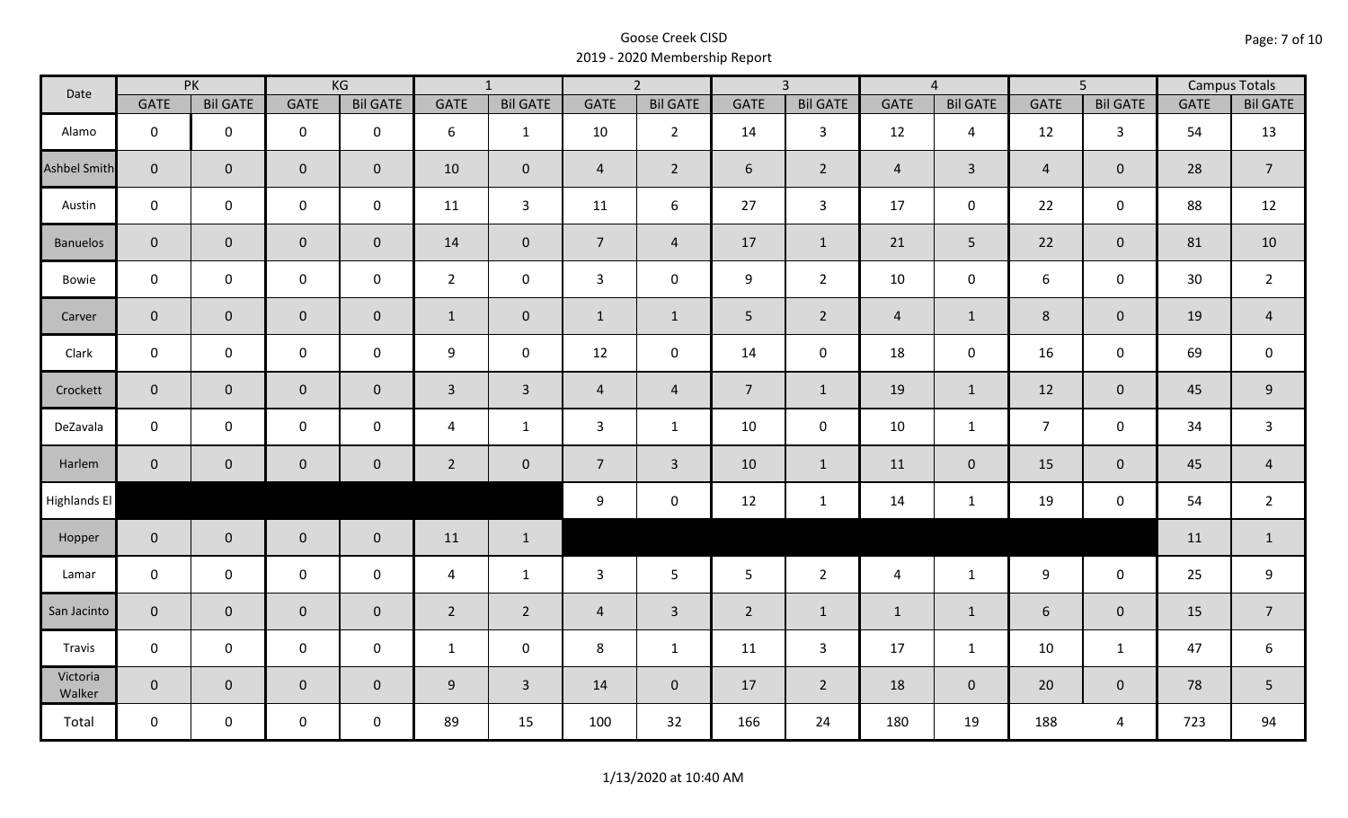# Goose Creek CISD
## 2019 - 2020 Membership Report

| Date | PK | | KG | | 1 | | 2 | | 3 | | 4 | | 5 | | Campus Totals | |
|---|---|---|---|---|---|---|---|---|---|---|---|---|---|---|---|---|
| | GATE | Bil GATE | GATE | Bil GATE | GATE | Bil GATE | GATE | Bil GATE | GATE | Bil GATE | GATE | Bil GATE | GATE | Bil GATE | GATE | Bil GATE |
| Alamo | 0 | 0 | 0 | 0 | 6 | 1 | 10 | 2 | 14 | 3 | 12 | 4 | 12 | 3 | 54 | 13 |
| Ashbel Smith | 0 | 0 | 0 | 0 | 10 | 0 | 4 | 2 | 6 | 2 | 4 | 3 | 4 | 0 | 28 | 7 |
| Austin | 0 | 0 | 0 | 0 | 11 | 3 | 11 | 6 | 27 | 3 | 17 | 0 | 22 | 0 | 88 | 12 |
| Banuelos | 0 | 0 | 0 | 0 | 14 | 0 | 7 | 4 | 17 | 1 | 21 | 5 | 22 | 0 | 81 | 10 |
| Bowie | 0 | 0 | 0 | 0 | 2 | 0 | 3 | 0 | 9 | 2 | 10 | 0 | 6 | 0 | 30 | 2 |
| Carver | 0 | 0 | 0 | 0 | 1 | 0 | 1 | 1 | 5 | 2 | 4 | 1 | 8 | 0 | 19 | 4 |
| Clark | 0 | 0 | 0 | 0 | 9 | 0 | 12 | 0 | 14 | 0 | 18 | 0 | 16 | 0 | 69 | 0 |
| Crockett | 0 | 0 | 0 | 0 | 3 | 3 | 4 | 4 | 7 | 1 | 19 | 1 | 12 | 0 | 45 | 9 |
| DeZavala | 0 | 0 | 0 | 0 | 4 | 1 | 3 | 1 | 10 | 0 | 10 | 1 | 7 | 0 | 34 | 3 |
| Harlem | 0 | 0 | 0 | 0 | 2 | 0 | 7 | 3 | 10 | 1 | 11 | 0 | 15 | 0 | 45 | 4 |
| Highlands El | | | | | | | 9 | 0 | 12 | 1 | 14 | 1 | 19 | 0 | 54 | 2 |
| Hopper | 0 | 0 | 0 | 0 | 11 | 1 | | | | | | | | | 11 | 1 |
| Lamar | 0 | 0 | 0 | 0 | 4 | 1 | 3 | 5 | 5 | 2 | 4 | 1 | 9 | 0 | 25 | 9 |
| San Jacinto | 0 | 0 | 0 | 0 | 2 | 2 | 4 | 3 | 2 | 1 | 1 | 1 | 6 | 0 | 15 | 7 |
| Travis | 0 | 0 | 0 | 0 | 1 | 0 | 8 | 1 | 11 | 3 | 17 | 1 | 10 | 1 | 47 | 6 |
| Victoria Walker | 0 | 0 | 0 | 0 | 9 | 3 | 14 | 0 | 17 | 2 | 18 | 0 | 20 | 0 | 78 | 5 |
| Total | 0 | 0 | 0 | 0 | 89 | 15 | 100 | 32 | 166 | 24 | 180 | 19 | 188 | 4 | 723 | 94 |

1/13/2020 at 10:40 AM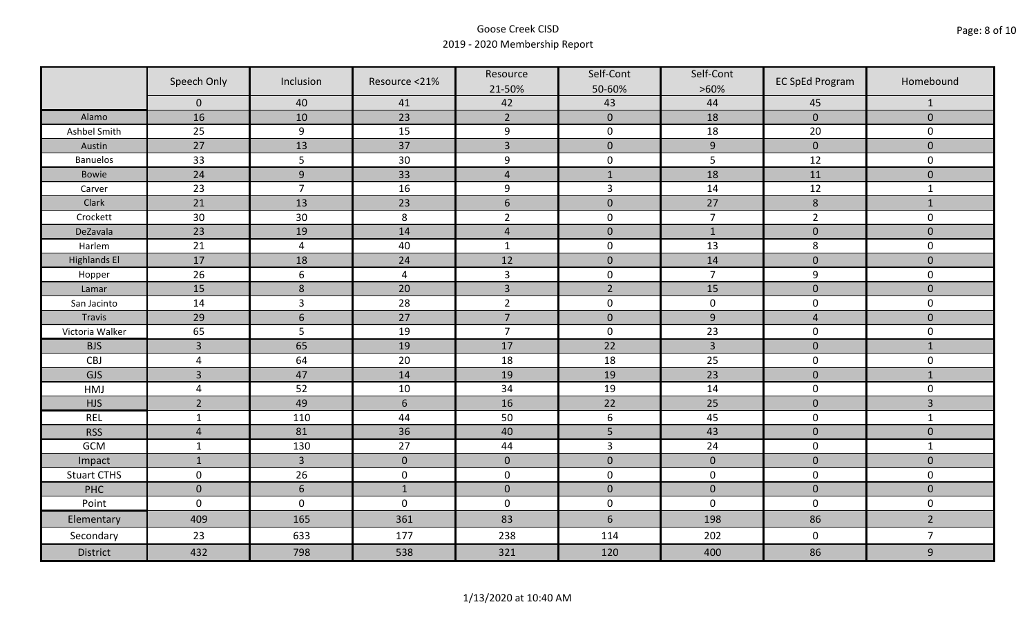# Goose Creek CISD
## 2019 - 2020 Membership Report

| | Speech Only | Inclusion | Resource <21% | Resource 21-50% | Self-Cont 50-60% | Self-Cont >60% | EC SpEd Program | Homebound |
|---|---|---|---|---|---|---|---|---|
| | 0 | 40 | 41 | 42 | 43 | 44 | 45 | 1 |
| Alamo | 16 | 10 | 23 | 2 | 0 | 18 | 0 | 0 |
| Ashbel Smith | 25 | 9 | 15 | 9 | 0 | 18 | 20 | 0 |
| Austin | 27 | 13 | 37 | 3 | 0 | 9 | 0 | 0 |
| Banuelos | 33 | 5 | 30 | 9 | 0 | 5 | 12 | 0 |
| Bowie | 24 | 9 | 33 | 4 | 1 | 18 | 11 | 0 |
| Carver | 23 | 7 | 16 | 9 | 3 | 14 | 12 | 1 |
| Clark | 21 | 13 | 23 | 6 | 0 | 27 | 8 | 1 |
| Crockett | 30 | 30 | 8 | 2 | 0 | 7 | 2 | 0 |
| DeZavala | 23 | 19 | 14 | 4 | 0 | 1 | 0 | 0 |
| Harlem | 21 | 4 | 40 | 1 | 0 | 13 | 8 | 0 |
| Highlands El | 17 | 18 | 24 | 12 | 0 | 14 | 0 | 0 |
| Hopper | 26 | 6 | 4 | 3 | 0 | 7 | 9 | 0 |
| Lamar | 15 | 8 | 20 | 3 | 2 | 15 | 0 | 0 |
| San Jacinto | 14 | 3 | 28 | 2 | 0 | 0 | 0 | 0 |
| Travis | 29 | 6 | 27 | 7 | 0 | 9 | 4 | 0 |
| Victoria Walker | 65 | 5 | 19 | 7 | 0 | 23 | 0 | 0 |
| BJS | 3 | 65 | 19 | 17 | 22 | 3 | 0 | 1 |
| CBJ | 4 | 64 | 20 | 18 | 18 | 25 | 0 | 0 |
| GJS | 3 | 47 | 14 | 19 | 19 | 23 | 0 | 1 |
| HMJ | 4 | 52 | 10 | 34 | 19 | 14 | 0 | 0 |
| HJS | 2 | 49 | 6 | 16 | 22 | 25 | 0 | 3 |
| REL | 1 | 110 | 44 | 50 | 6 | 45 | 0 | 1 |
| RSS | 4 | 81 | 36 | 40 | 5 | 43 | 0 | 0 |
| GCM | 1 | 130 | 27 | 44 | 3 | 24 | 0 | 1 |
| Impact | 1 | 3 | 0 | 0 | 0 | 0 | 0 | 0 |
| Stuart CTHS | 0 | 26 | 0 | 0 | 0 | 0 | 0 | 0 |
| PHC | 0 | 6 | 1 | 0 | 0 | 0 | 0 | 0 |
| Point | 0 | 0 | 0 | 0 | 0 | 0 | 0 | 0 |
| Elementary | 409 | 165 | 361 | 83 | 6 | 198 | 86 | 2 |
| Secondary | 23 | 633 | 177 | 238 | 114 | 202 | 0 | 7 |
| District | 432 | 798 | 538 | 321 | 120 | 400 | 86 | 9 |

1/13/2020 at 10:40 AM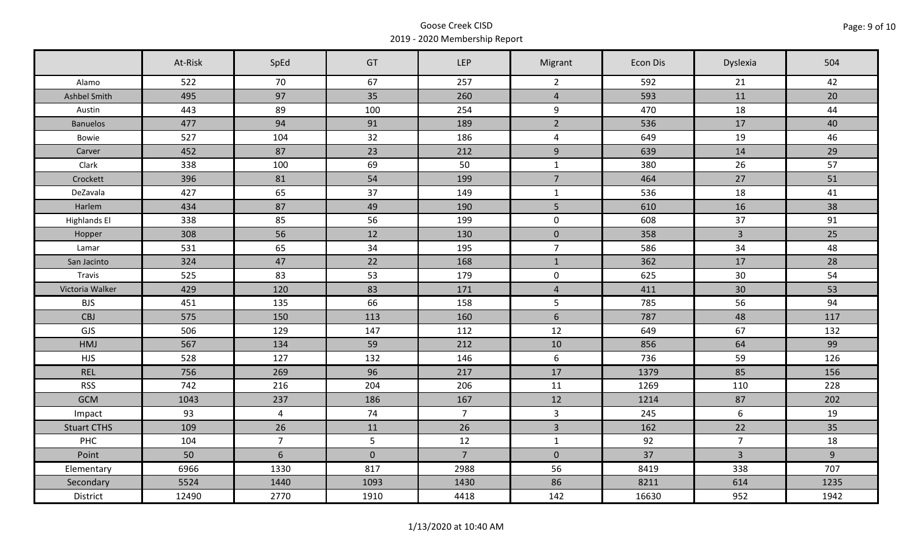Goose Creek CISD
2019 - 2020 Membership Report

| | At-Risk | SpEd | GT | LEP | Migrant | Econ Dis | Dyslexia | 504 |
|---|---|---|---|---|---|---|---|---|
| Alamo | 522 | 70 | 67 | 257 | 2 | 592 | 21 | 42 |
| Ashbel Smith | 495 | 97 | 35 | 260 | 4 | 593 | 11 | 20 |
| Austin | 443 | 89 | 100 | 254 | 9 | 470 | 18 | 44 |
| Banuelos | 477 | 94 | 91 | 189 | 2 | 536 | 17 | 40 |
| Bowie | 527 | 104 | 32 | 186 | 4 | 649 | 19 | 46 |
| Carver | 452 | 87 | 23 | 212 | 9 | 639 | 14 | 29 |
| Clark | 338 | 100 | 69 | 50 | 1 | 380 | 26 | 57 |
| Crockett | 396 | 81 | 54 | 199 | 7 | 464 | 27 | 51 |
| DeZavala | 427 | 65 | 37 | 149 | 1 | 536 | 18 | 41 |
| Harlem | 434 | 87 | 49 | 190 | 5 | 610 | 16 | 38 |
| Highlands El | 338 | 85 | 56 | 199 | 0 | 608 | 37 | 91 |
| Hopper | 308 | 56 | 12 | 130 | 0 | 358 | 3 | 25 |
| Lamar | 531 | 65 | 34 | 195 | 7 | 586 | 34 | 48 |
| San Jacinto | 324 | 47 | 22 | 168 | 1 | 362 | 17 | 28 |
| Travis | 525 | 83 | 53 | 179 | 0 | 625 | 30 | 54 |
| Victoria Walker | 429 | 120 | 83 | 171 | 4 | 411 | 30 | 53 |
| BJS | 451 | 135 | 66 | 158 | 5 | 785 | 56 | 94 |
| CBJ | 575 | 150 | 113 | 160 | 6 | 787 | 48 | 117 |
| GJS | 506 | 129 | 147 | 112 | 12 | 649 | 67 | 132 |
| HMJ | 567 | 134 | 59 | 212 | 10 | 856 | 64 | 99 |
| HJS | 528 | 127 | 132 | 146 | 6 | 736 | 59 | 126 |
| REL | 756 | 269 | 96 | 217 | 17 | 1379 | 85 | 156 |
| RSS | 742 | 216 | 204 | 206 | 11 | 1269 | 110 | 228 |
| GCM | 1043 | 237 | 186 | 167 | 12 | 1214 | 87 | 202 |
| Impact | 93 | 4 | 74 | 7 | 3 | 245 | 6 | 19 |
| Stuart CTHS | 109 | 26 | 11 | 26 | 3 | 162 | 22 | 35 |
| PHC | 104 | 7 | 5 | 12 | 1 | 92 | 7 | 18 |
| Point | 50 | 6 | 0 | 7 | 0 | 37 | 3 | 9 |
| Elementary | 6966 | 1330 | 817 | 2988 | 56 | 8419 | 338 | 707 |
| Secondary | 5524 | 1440 | 1093 | 1430 | 86 | 8211 | 614 | 1235 |
| District | 12490 | 2770 | 1910 | 4418 | 142 | 16630 | 952 | 1942 |

1/13/2020 at 10:40 AM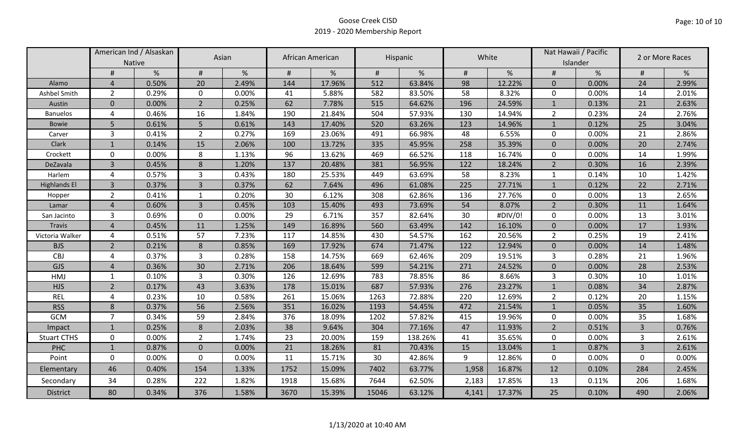Goose Creek CISD

2019 - 2020 Membership Report

| | American Ind / Alsaskan Native | | Asian | | African American | | Hispanic | | White | | Nat Hawaii / Pacific Islander | | 2 or More Races | |
|---|---|---|---|---|---|---|---|---|---|---|---|---|---|---|
| | # | % | # | % | # | % | # | % | # | % | # | % | # | % |
| Alamo | 4 | 0.50% | 20 | 2.49% | 144 | 17.96% | 512 | 63.84% | 98 | 12.22% | 0 | 0.00% | 24 | 2.99% |
| Ashbel Smith | 2 | 0.29% | 0 | 0.00% | 41 | 5.88% | 582 | 83.50% | 58 | 8.32% | 0 | 0.00% | 14 | 2.01% |
| Austin | 0 | 0.00% | 2 | 0.25% | 62 | 7.78% | 515 | 64.62% | 196 | 24.59% | 1 | 0.13% | 21 | 2.63% |
| Banuelos | 4 | 0.46% | 16 | 1.84% | 190 | 21.84% | 504 | 57.93% | 130 | 14.94% | 2 | 0.23% | 24 | 2.76% |
| Bowie | 5 | 0.61% | 5 | 0.61% | 143 | 17.40% | 520 | 63.26% | 123 | 14.96% | 1 | 0.12% | 25 | 3.04% |
| Carver | 3 | 0.41% | 2 | 0.27% | 169 | 23.06% | 491 | 66.98% | 48 | 6.55% | 0 | 0.00% | 21 | 2.86% |
| Clark | 1 | 0.14% | 15 | 2.06% | 100 | 13.72% | 335 | 45.95% | 258 | 35.39% | 0 | 0.00% | 20 | 2.74% |
| Crockett | 0 | 0.00% | 8 | 1.13% | 96 | 13.62% | 469 | 66.52% | 118 | 16.74% | 0 | 0.00% | 14 | 1.99% |
| DeZavala | 3 | 0.45% | 8 | 1.20% | 137 | 20.48% | 381 | 56.95% | 122 | 18.24% | 2 | 0.30% | 16 | 2.39% |
| Harlem | 4 | 0.57% | 3 | 0.43% | 180 | 25.53% | 449 | 63.69% | 58 | 8.23% | 1 | 0.14% | 10 | 1.42% |
| Highlands El | 3 | 0.37% | 3 | 0.37% | 62 | 7.64% | 496 | 61.08% | 225 | 27.71% | 1 | 0.12% | 22 | 2.71% |
| Hopper | 2 | 0.41% | 1 | 0.20% | 30 | 6.12% | 308 | 62.86% | 136 | 27.76% | 0 | 0.00% | 13 | 2.65% |
| Lamar | 4 | 0.60% | 3 | 0.45% | 103 | 15.40% | 493 | 73.69% | 54 | 8.07% | 2 | 0.30% | 11 | 1.64% |
| San Jacinto | 3 | 0.69% | 0 | 0.00% | 29 | 6.71% | 357 | 82.64% | 30 | #DIV/0! | 0 | 0.00% | 13 | 3.01% |
| Travis | 4 | 0.45% | 11 | 1.25% | 149 | 16.89% | 560 | 63.49% | 142 | 16.10% | 0 | 0.00% | 17 | 1.93% |
| Victoria Walker | 4 | 0.51% | 57 | 7.23% | 117 | 14.85% | 430 | 54.57% | 162 | 20.56% | 2 | 0.25% | 19 | 2.41% |
| BJS | 2 | 0.21% | 8 | 0.85% | 169 | 17.92% | 674 | 71.47% | 122 | 12.94% | 0 | 0.00% | 14 | 1.48% |
| CBJ | 4 | 0.37% | 3 | 0.28% | 158 | 14.75% | 669 | 62.46% | 209 | 19.51% | 3 | 0.28% | 21 | 1.96% |
| GJS | 4 | 0.36% | 30 | 2.71% | 206 | 18.64% | 599 | 54.21% | 271 | 24.52% | 0 | 0.00% | 28 | 2.53% |
| HMJ | 1 | 0.10% | 3 | 0.30% | 126 | 12.69% | 783 | 78.85% | 86 | 8.66% | 3 | 0.30% | 10 | 1.01% |
| HJS | 2 | 0.17% | 43 | 3.63% | 178 | 15.01% | 687 | 57.93% | 276 | 23.27% | 1 | 0.08% | 34 | 2.87% |
| REL | 4 | 0.23% | 10 | 0.58% | 261 | 15.06% | 1263 | 72.88% | 220 | 12.69% | 2 | 0.12% | 20 | 1.15% |
| RSS | 8 | 0.37% | 56 | 2.56% | 351 | 16.02% | 1193 | 54.45% | 472 | 21.54% | 1 | 0.05% | 35 | 1.60% |
| GCM | 7 | 0.34% | 59 | 2.84% | 376 | 18.09% | 1202 | 57.82% | 415 | 19.96% | 0 | 0.00% | 35 | 1.68% |
| Impact | 1 | 0.25% | 8 | 2.03% | 38 | 9.64% | 304 | 77.16% | 47 | 11.93% | 2 | 0.51% | 3 | 0.76% |
| Stuart CTHS | 0 | 0.00% | 2 | 1.74% | 23 | 20.00% | 159 | 138.26% | 41 | 35.65% | 0 | 0.00% | 3 | 2.61% |
| PHC | 1 | 0.87% | 0 | 0.00% | 21 | 18.26% | 81 | 70.43% | 15 | 13.04% | 1 | 0.87% | 3 | 2.61% |
| Point | 0 | 0.00% | 0 | 0.00% | 11 | 15.71% | 30 | 42.86% | 9 | 12.86% | 0 | 0.00% | 0 | 0.00% |
| Elementary | 46 | 0.40% | 154 | 1.33% | 1752 | 15.09% | 7402 | 63.77% | 1,958 | 16.87% | 12 | 0.10% | 284 | 2.45% |
| Secondary | 34 | 0.28% | 222 | 1.82% | 1918 | 15.68% | 7644 | 62.50% | 2,183 | 17.85% | 13 | 0.11% | 206 | 1.68% |
| District | 80 | 0.34% | 376 | 1.58% | 3670 | 15.39% | 15046 | 63.12% | 4,141 | 17.37% | 25 | 0.10% | 490 | 2.06% |

1/13/2020 at 10:40 AM